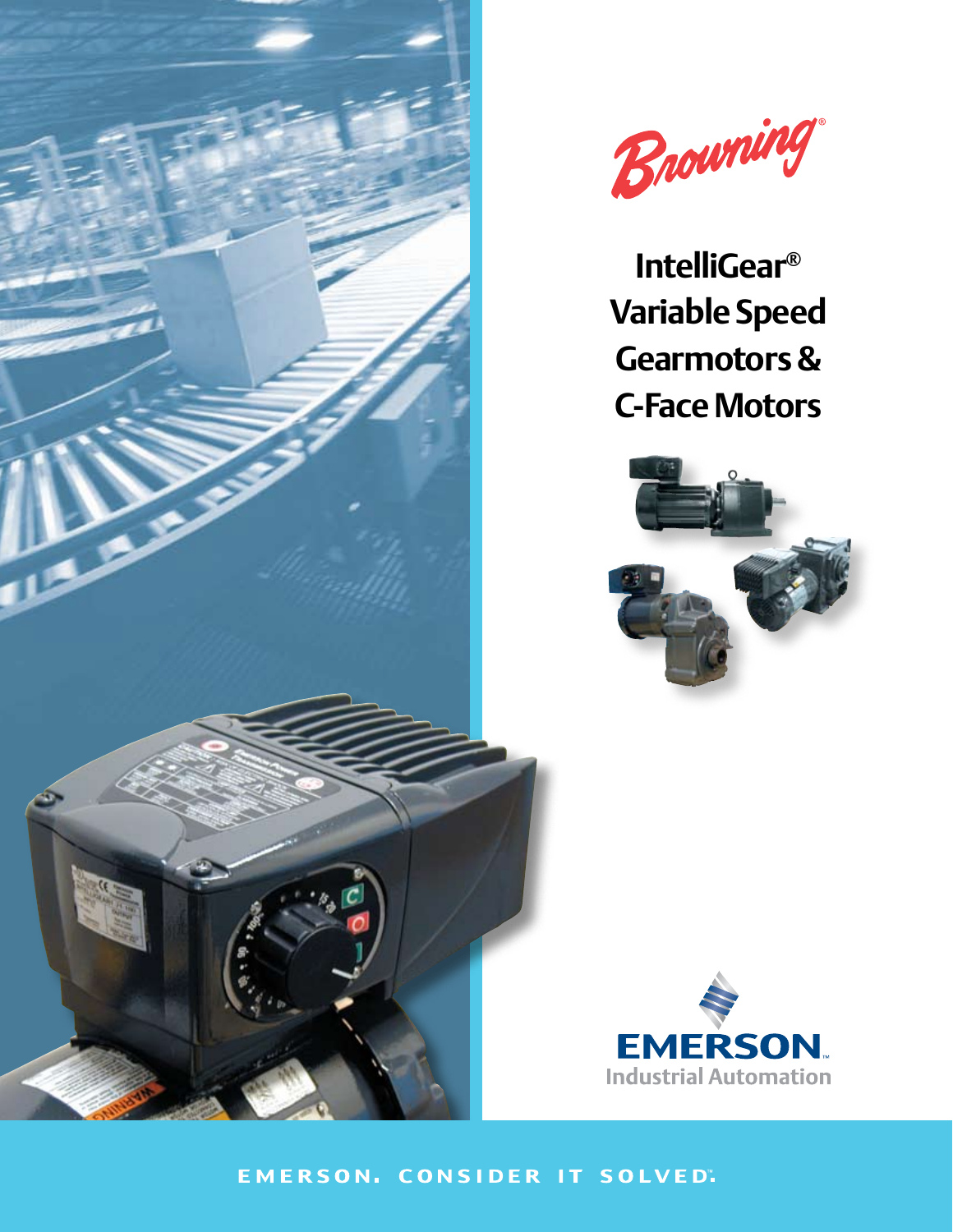Browning®

# IntelliGear® Variable Speed Gearmotors & C-Face Motors

EMERSON.
Industrial Automation

EMERSON. CONSIDER IT SOLVED.™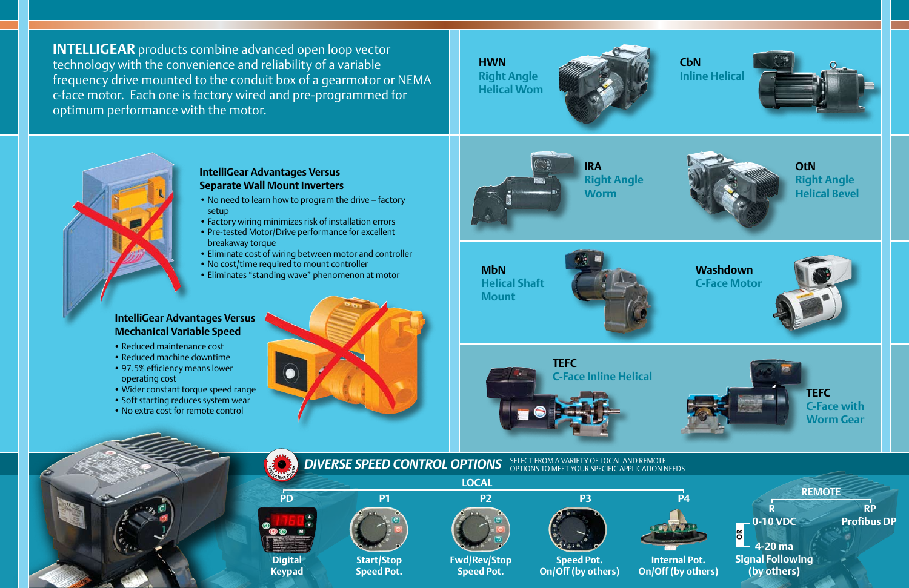**INTELLIGEAR** products combine advanced open loop vector technology with the convenience and reliability of a variable frequency drive mounted to the conduit box of a gearmotor or NEMA c-face motor. Each one is factory wired and pre-programmed for optimum performance with the motor.

**HWN**
Right Angle Helical Wom

**CbN**
Inline Helical

**IRA**
Right Angle Worm

**OtN**
Right Angle Helical Bevel

**MbN**
Helical Shaft Mount

**Washdown**
C-Face Motor

**TEFC**
C-Face Inline Helical

**TEFC**
C-Face with Worm Gear

### IntelliGear Advantages Versus Separate Wall Mount Inverters

- No need to learn how to program the drive – factory setup
- Factory wiring minimizes risk of installation errors
- Pre-tested Motor/Drive performance for excellent breakaway torque
- Eliminate cost of wiring between motor and controller
- No cost/time required to mount controller
- Eliminates "standing wave" phenomenon at motor

### IntelliGear Advantages Versus Mechanical Variable Speed

- Reduced maintenance cost
- Reduced machine downtime
- 97.5% efficiency means lower operating cost
- Wider constant torque speed range
- Soft starting reduces system wear
- No extra cost for remote control

## *DIVERSE SPEED CONTROL OPTIONS*

SELECT FROM A VARIETY OF LOCAL AND REMOTE OPTIONS TO MEET YOUR SPECIFIC APPLICATION NEEDS

**LOCAL**

- **PD** – Digital Keypad
- **P1** – Start/Stop Speed Pot.
- **P2** – Fwd/Rev/Stop Speed Pot.
- **P3** – Speed Pot. On/Off (by others)
- **P4** – Internal Pot. On/Off (by others)

**REMOTE**

- **R** – 0-10 VDC OR 4-20 ma Signal Following (by others)
- **RP** – Profibus DP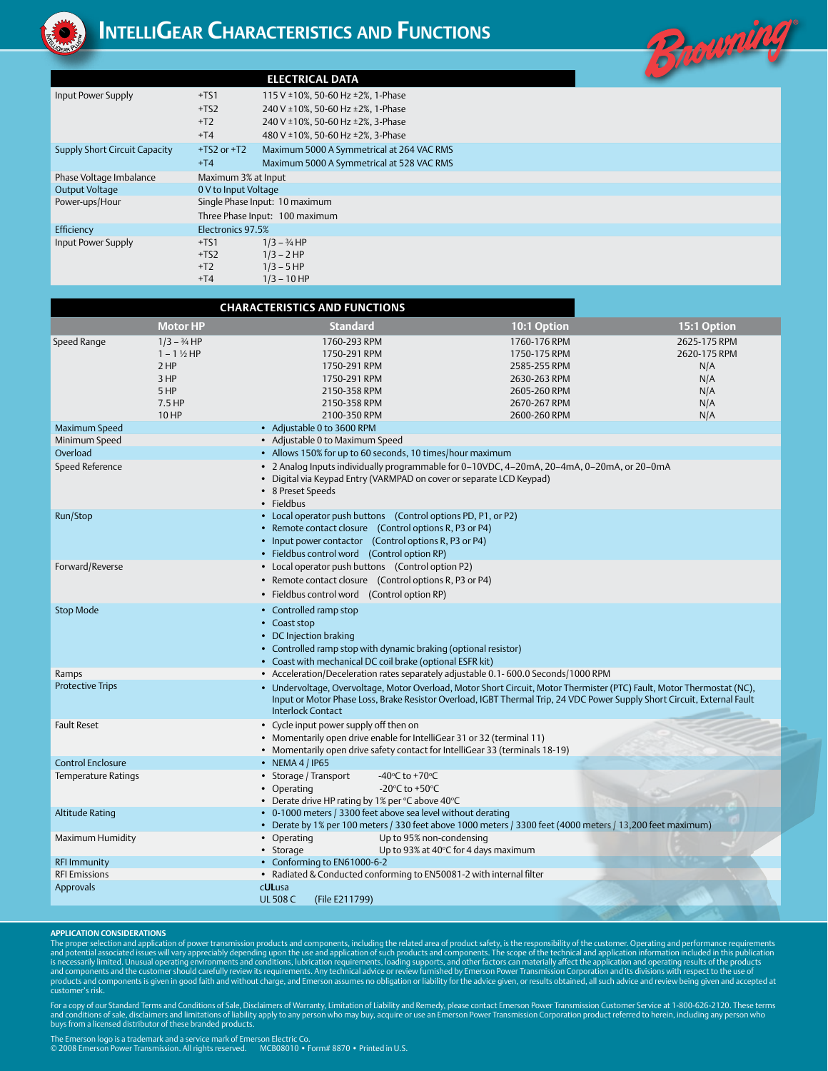# IntelliGear Characteristics and Functions

| ELECTRICAL DATA | | |
|---|---|---|
| Input Power Supply | +TS1 | 115 V ±10%, 50-60 Hz ±2%, 1-Phase |
| | +TS2 | 240 V ±10%, 50-60 Hz ±2%, 1-Phase |
| | +T2 | 240 V ±10%, 50-60 Hz ±2%, 3-Phase |
| | +T4 | 480 V ±10%, 50-60 Hz ±2%, 3-Phase |
| Supply Short Circuit Capacity | +TS2 or +T2 | Maximum 5000 A Symmetrical at 264 VAC RMS |
| | +T4 | Maximum 5000 A Symmetrical at 528 VAC RMS |
| Phase Voltage Imbalance | Maximum 3% at Input | |
| Output Voltage | 0 V to Input Voltage | |
| Power-ups/Hour | Single Phase Input: 10 maximum | |
| | Three Phase Input: 100 maximum | |
| Efficiency | Electronics 97.5% | |
| Input Power Supply | +TS1 | 1/3 – ¾ HP |
| | +TS2 | 1/3 – 2 HP |
| | +T2 | 1/3 – 5 HP |
| | +T4 | 1/3 – 10 HP |

## CHARACTERISTICS AND FUNCTIONS

| | Motor HP | Standard | 10:1 Option | 15:1 Option |
|---|---|---|---|---|
| Speed Range | 1/3 – ¾ HP | 1760-293 RPM | 1760-176 RPM | 2625-175 RPM |
| | 1 – 1 ½ HP | 1750-291 RPM | 1750-175 RPM | 2620-175 RPM |
| | 2 HP | 1750-291 RPM | 2585-255 RPM | N/A |
| | 3 HP | 1750-291 RPM | 2630-263 RPM | N/A |
| | 5 HP | 2150-358 RPM | 2605-260 RPM | N/A |
| | 7.5 HP | 2150-358 RPM | 2670-267 RPM | N/A |
| | 10 HP | 2100-350 RPM | 2600-260 RPM | N/A |

| | |
|---|---|
| Maximum Speed | • Adjustable 0 to 3600 RPM |
| Minimum Speed | • Adjustable 0 to Maximum Speed |
| Overload | • Allows 150% for up to 60 seconds, 10 times/hour maximum |
| Speed Reference | • 2 Analog Inputs individually programmable for 0–10VDC, 4–20mA, 20–4mA, 0–20mA, or 20–0mA<br>• Digital via Keypad Entry (VARMPAD on cover or separate LCD Keypad)<br>• 8 Preset Speeds<br>• Fieldbus |
| Run/Stop | • Local operator push buttons (Control options PD, P1, or P2)<br>• Remote contact closure (Control options R, P3 or P4)<br>• Input power contactor (Control options R, P3 or P4)<br>• Fieldbus control word (Control option RP) |
| Forward/Reverse | • Local operator push buttons (Control option P2)<br>• Remote contact closure (Control options R, P3 or P4)<br>• Fieldbus control word (Control option RP) |
| Stop Mode | • Controlled ramp stop<br>• Coast stop<br>• DC Injection braking<br>• Controlled ramp stop with dynamic braking (optional resistor)<br>• Coast with mechanical DC coil brake (optional ESFR kit) |
| Ramps | • Acceleration/Deceleration rates separately adjustable 0.1- 600.0 Seconds/1000 RPM |
| Protective Trips | • Undervoltage, Overvoltage, Motor Overload, Motor Short Circuit, Motor Thermister (PTC) Fault, Motor Thermostat (NC), Input or Motor Phase Loss, Brake Resistor Overload, IGBT Thermal Trip, 24 VDC Power Supply Short Circuit, External Fault Interlock Contact |
| Fault Reset | • Cycle input power supply off then on<br>• Momentarily open drive enable for IntelliGear 31 or 32 (terminal 11)<br>• Momentarily open drive safety contact for IntelliGear 33 (terminals 18-19) |
| Control Enclosure | • NEMA 4 / IP65 |
| Temperature Ratings | • Storage / Transport -40°C to +70°C<br>• Operating -20°C to +50°C<br>• Derate drive HP rating by 1% per °C above 40°C |
| Altitude Rating | • 0-1000 meters / 3300 feet above sea level without derating<br>• Derate by 1% per 100 meters / 330 feet above 1000 meters / 3300 feet (4000 meters / 13,200 feet maximum) |
| Maximum Humidity | • Operating Up to 95% non-condensing<br>• Storage Up to 93% at 40°C for 4 days maximum |
| RFI Immunity | • Conforming to EN61000-6-2 |
| RFI Emissions | • Radiated & Conducted conforming to EN50081-2 with internal filter |
| Approvals | cULus<br>UL 508 C (File E211799) |

**APPLICATION CONSIDERATIONS**

The proper selection and application of power transmission products and components, including the related area of product safety, is the responsibility of the customer. Operating and performance requirements and potential associated issues will vary appreciably depending upon the use and application of such products and components. The scope of the technical and application information included in this publication is necessarily limited. Unusual operating environments and conditions, lubrication requirements, loading supports, and other factors can materially affect the application and operating results of the products and components and the customer should carefully review its requirements. Any technical advice or review furnished by Emerson Power Transmission Corporation and its divisions with respect to the use of products and components is given in good faith and without charge, and Emerson assumes no obligation or liability for the advice given, or results obtained, all such advice and review being given and accepted at customer's risk.

For a copy of our Standard Terms and Conditions of Sale, Disclaimers of Warranty, Limitation of Liability and Remedy, please contact Emerson Power Transmission Customer Service at 1-800-626-2120. These terms and conditions of sale, disclaimers and limitations of liability apply to any person who may buy, acquire or use an Emerson Power Transmission Corporation product referred to herein, including any person who buys from a licensed distributor of these branded products.

The Emerson logo is a trademark and a service mark of Emerson Electric Co.
© 2008 Emerson Power Transmission. All rights reserved. MCB08010 • Form# 8870 • Printed in U.S.